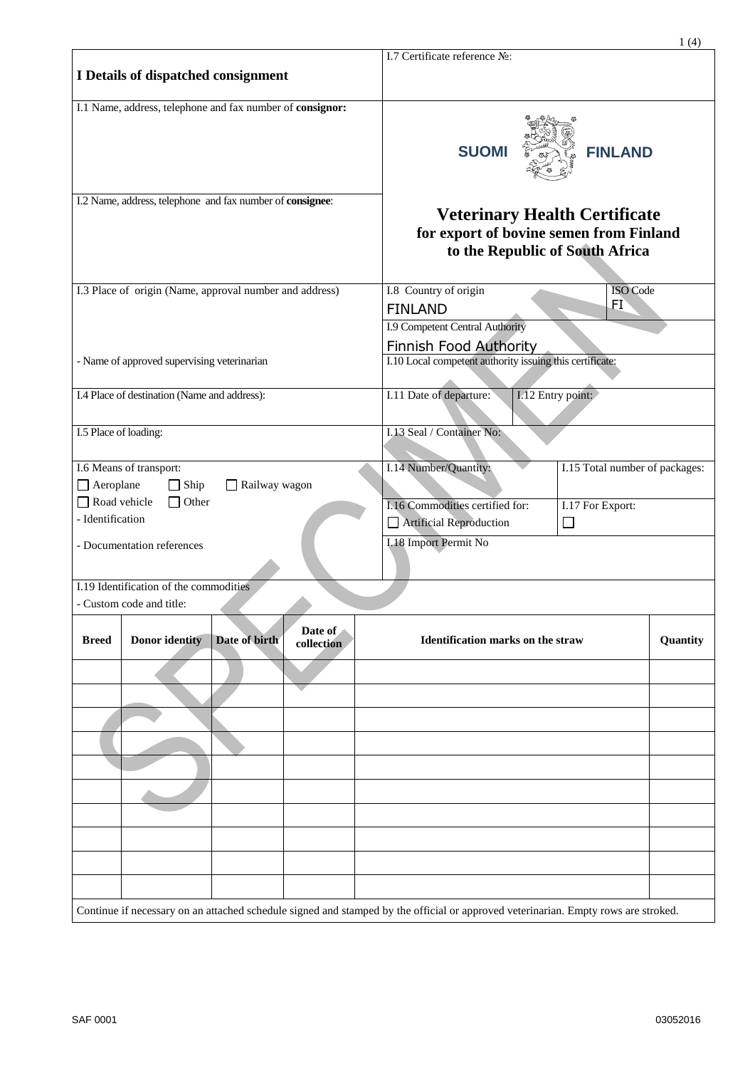# I Details of dispatched consignment

I.7 Certificate reference №:

I.1 Name, address, telephone and fax number of **consignor:**

**SUOMI FINLAND**

I.2 Name, address, telephone and fax number of **consignee**:

## Veterinary Health Certificate

### for export of bovine semen from Finland to the Republic of South Africa

I.3 Place of origin (Name, approval number and address)

- Name of approved supervising veterinarian

I.8 Country of origin: FINLAND — ISO Code: FI

I.9 Competent Central Authority: Finnish Food Authority

I.10 Local competent authority issuing this certificate:

I.4 Place of destination (Name and address):

I.11 Date of departure:

I.12 Entry point:

I.5 Place of loading:

I.13 Seal / Container No:

I.6 Means of transport:

☐ Aeroplane ☐ Ship ☐ Railway wagon
☐ Road vehicle ☐ Other

- Identification
- Documentation references

I.14 Number/Quantity:

I.15 Total number of packages:

I.16 Commodities certified for:
☐ Artificial Reproduction

I.17 For Export:
☐

I.18 Import Permit No

I.19 Identification of the commodities

- Custom code and title:

| Breed | Donor identity | Date of birth | Date of collection | Identification marks on the straw | Quantity |
|---|---|---|---|---|---|
| | | | | | |
| | | | | | |
| | | | | | |
| | | | | | |
| | | | | | |
| | | | | | |
| | | | | | |
| | | | | | |
| | | | | | |
| | | | | | |

Continue if necessary on an attached schedule signed and stamped by the official or approved veterinarian. Empty rows are stroked.

SAF 0001 03052016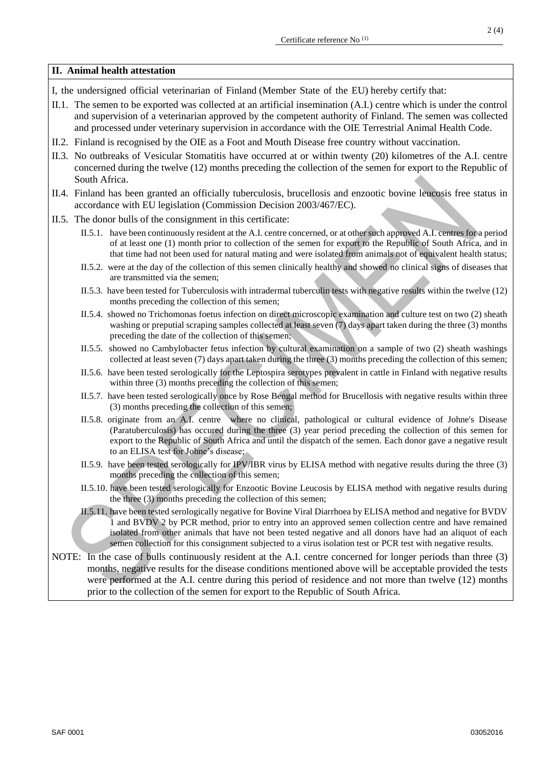## II. Animal health attestation

I, the undersigned official veterinarian of Finland (Member State of the EU) hereby certify that:

II.1. The semen to be exported was collected at an artificial insemination (A.I.) centre which is under the control and supervision of a veterinarian approved by the competent authority of Finland. The semen was collected and processed under veterinary supervision in accordance with the OIE Terrestrial Animal Health Code.

II.2. Finland is recognised by the OIE as a Foot and Mouth Disease free country without vaccination.

II.3. No outbreaks of Vesicular Stomatitis have occurred at or within twenty (20) kilometres of the A.I. centre concerned during the twelve (12) months preceding the collection of the semen for export to the Republic of South Africa.

II.4. Finland has been granted an officially tuberculosis, brucellosis and enzootic bovine leucosis free status in accordance with EU legislation (Commission Decision 2003/467/EC).

II.5. The donor bulls of the consignment in this certificate:

- II.5.1. have been continuously resident at the A.I. centre concerned, or at other such approved A.I. centres for a period of at least one (1) month prior to collection of the semen for export to the Republic of South Africa, and in that time had not been used for natural mating and were isolated from animals not of equivalent health status;
- II.5.2. were at the day of the collection of this semen clinically healthy and showed no clinical signs of diseases that are transmitted via the semen;
- II.5.3. have been tested for Tuberculosis with intradermal tuberculin tests with negative results within the twelve (12) months preceding the collection of this semen;
- II.5.4. showed no Trichomonas foetus infection on direct microscopic examination and culture test on two (2) sheath washing or preputial scraping samples collected at least seven (7) days apart taken during the three (3) months preceding the date of the collection of this semen;
- II.5.5. showed no Cambylobacter fetus infection by cultural examination on a sample of two (2) sheath washings collected at least seven (7) days apart taken during the three (3) months preceding the collection of this semen;
- II.5.6. have been tested serologically for the Leptospira serotypes prevalent in cattle in Finland with negative results within three (3) months preceding the collection of this semen;
- II.5.7. have been tested serologically once by Rose Bengal method for Brucellosis with negative results within three (3) months preceding the collection of this semen;
- II.5.8. originate from an A.I. centre where no clinical, pathological or cultural evidence of Johne's Disease (Paratuberculosis) has occured during the three (3) year period preceding the collection of this semen for export to the Republic of South Africa and until the dispatch of the semen. Each donor gave a negative result to an ELISA test for Johne's disease;
- II.5.9. have been tested serologically for IPV/IBR virus by ELISA method with negative results during the three (3) months preceding the collection of this semen;
- II.5.10. have been tested serologically for Enzootic Bovine Leucosis by ELISA method with negative results during the three (3) months preceding the collection of this semen;
- II.5.11. have been tested serologically negative for Bovine Viral Diarrhoea by ELISA method and negative for BVDV 1 and BVDV 2 by PCR method, prior to entry into an approved semen collection centre and have remained isolated from other animals that have not been tested negative and all donors have had an aliquot of each semen collection for this consignment subjected to a virus isolation test or PCR test with negative results.

NOTE: In the case of bulls continuously resident at the A.I. centre concerned for longer periods than three (3) months, negative results for the disease conditions mentioned above will be acceptable provided the tests were performed at the A.I. centre during this period of residence and not more than twelve (12) months prior to the collection of the semen for export to the Republic of South Africa.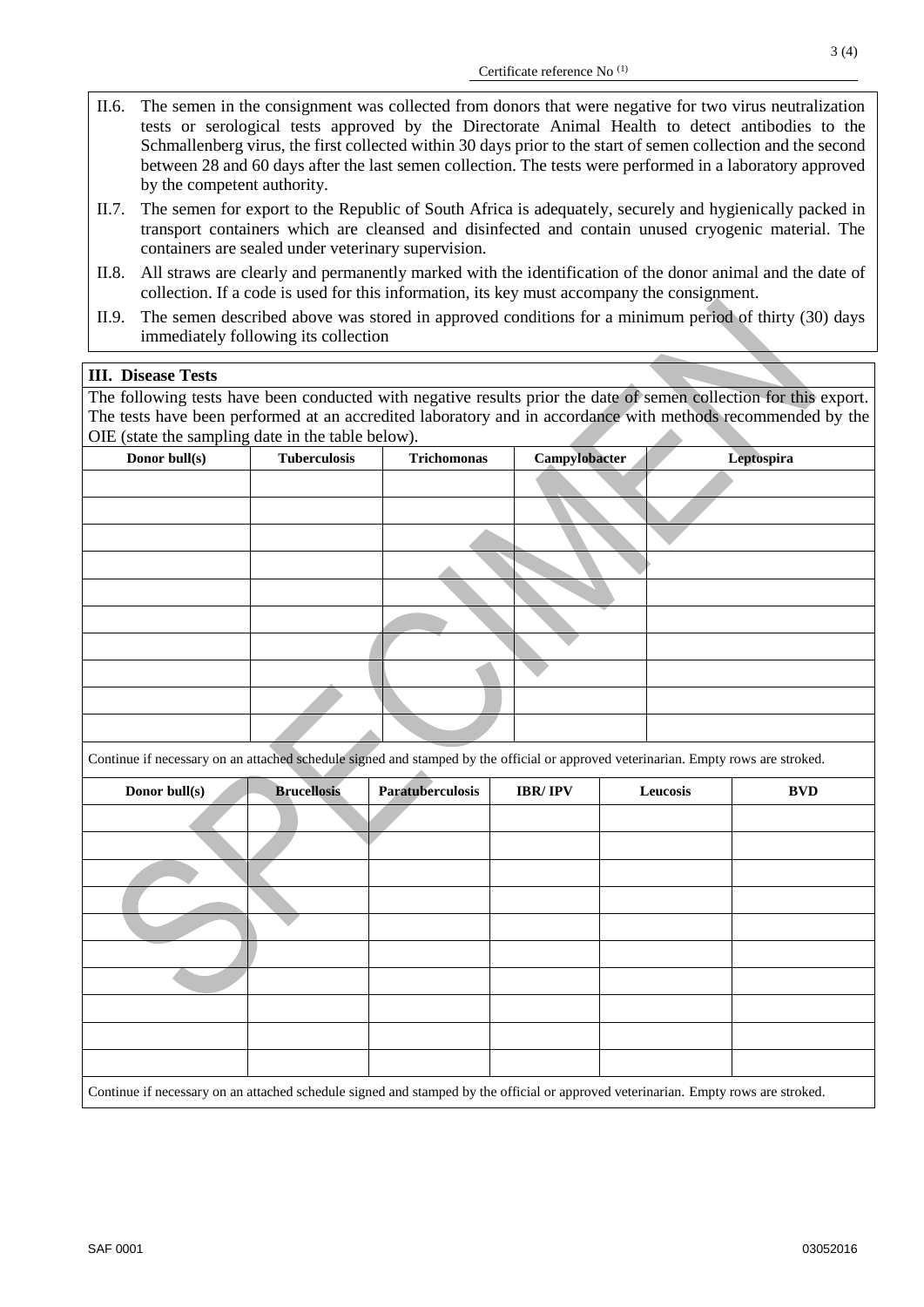Certificate reference No [1]

II.6. The semen in the consignment was collected from donors that were negative for two virus neutralization tests or serological tests approved by the Directorate Animal Health to detect antibodies to the Schmallenberg virus, the first collected within 30 days prior to the start of semen collection and the second between 28 and 60 days after the last semen collection. The tests were performed in a laboratory approved by the competent authority.

II.7. The semen for export to the Republic of South Africa is adequately, securely and hygienically packed in transport containers which are cleansed and disinfected and contain unused cryogenic material. The containers are sealed under veterinary supervision.

II.8. All straws are clearly and permanently marked with the identification of the donor animal and the date of collection. If a code is used for this information, its key must accompany the consignment.

II.9. The semen described above was stored in approved conditions for a minimum period of thirty (30) days immediately following its collection

**III. Disease Tests**

The following tests have been conducted with negative results prior the date of semen collection for this export. The tests have been performed at an accredited laboratory and in accordance with methods recommended by the OIE (state the sampling date in the table below).

| Donor bull(s) | Tuberculosis | Trichomonas | Campylobacter | Leptospira |
|---|---|---|---|---|
| | | | | |
| | | | | |
| | | | | |
| | | | | |
| | | | | |
| | | | | |
| | | | | |
| | | | | |
| | | | | |
| | | | | |

Continue if necessary on an attached schedule signed and stamped by the official or approved veterinarian. Empty rows are stroked.

| Donor bull(s) | Brucellosis | Paratuberculosis | IBR/ IPV | Leucosis | BVD |
|---|---|---|---|---|---|
| | | | | | |
| | | | | | |
| | | | | | |
| | | | | | |
| | | | | | |
| | | | | | |
| | | | | | |
| | | | | | |
| | | | | | |
| | | | | | |

Continue if necessary on an attached schedule signed and stamped by the official or approved veterinarian. Empty rows are stroked.

SAF 0001 03052016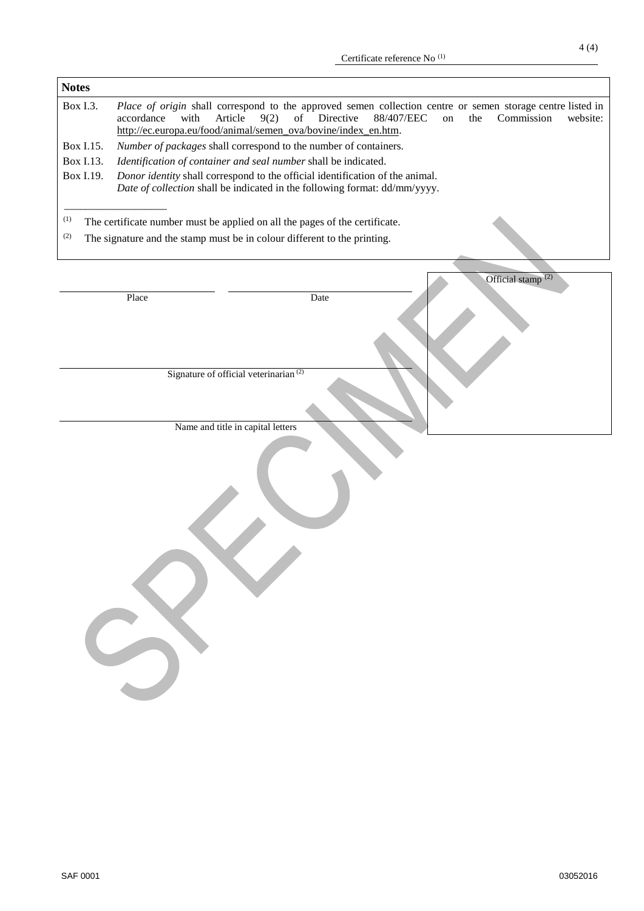Certificate reference No [1]

| **Notes** | |
|---|---|
| Box I.3. | *Place of origin* shall correspond to the approved semen collection centre or semen storage centre listed in accordance with Article 9(2) of Directive 88/407/EEC on the Commission website: http://ec.europa.eu/food/animal/semen_ova/bovine/index_en.htm. |
| Box I.15. | *Number of packages* shall correspond to the number of containers. |
| Box I.13. | *Identification of container and seal number* shall be indicated. |
| Box I.19. | *Donor identity* shall correspond to the official identification of the animal. *Date of collection* shall be indicated in the following format: dd/mm/yyyy. |

(1) The certificate number must be applied on all the pages of the certificate.

(2) The signature and the stamp must be in colour different to the printing.

Place ____________ Date ____________

Official stamp [2]

Signature of official veterinarian [2] ____________

Name and title in capital letters ____________

SPECIMEN

SAF 0001

03052016